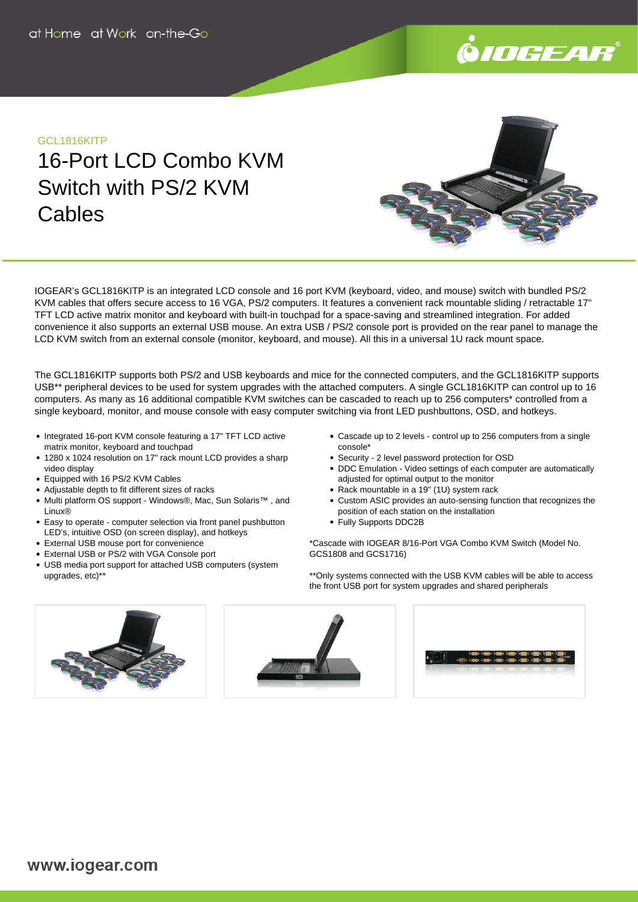at Home at Work on-the-Go

GCL1816KITP

# 16-Port LCD Combo KVM Switch with PS/2 KVM Cables

IOGEAR's GCL1816KITP is an integrated LCD console and 16 port KVM (keyboard, video, and mouse) switch with bundled PS/2 KVM cables that offers secure access to 16 VGA, PS/2 computers. It features a convenient rack mountable sliding / retractable 17" TFT LCD active matrix monitor and keyboard with built-in touchpad for a space-saving and streamlined integration. For added convenience it also supports an external USB mouse. An extra USB / PS/2 console port is provided on the rear panel to manage the LCD KVM switch from an external console (monitor, keyboard, and mouse). All this in a universal 1U rack mount space.

The GCL1816KITP supports both PS/2 and USB keyboards and mice for the connected computers, and the GCL1816KITP supports USB** peripheral devices to be used for system upgrades with the attached computers. A single GCL1816KITP can control up to 16 computers. As many as 16 additional compatible KVM switches can be cascaded to reach up to 256 computers* controlled from a single keyboard, monitor, and mouse console with easy computer switching via front LED pushbuttons, OSD, and hotkeys.

- Integrated 16-port KVM console featuring a 17" TFT LCD active matrix monitor, keyboard and touchpad
- 1280 x 1024 resolution on 17" rack mount LCD provides a sharp video display
- Equipped with 16 PS/2 KVM Cables
- Adjustable depth to fit different sizes of racks
- Multi platform OS support - Windows®, Mac, Sun Solaris™ , and Linux®
- Easy to operate - computer selection via front panel pushbutton LED's, intuitive OSD (on screen display), and hotkeys
- External USB mouse port for convenience
- External USB or PS/2 with VGA Console port
- USB media port support for attached USB computers (system upgrades, etc)**
- Cascade up to 2 levels - control up to 256 computers from a single console*
- Security - 2 level password protection for OSD
- DDC Emulation - Video settings of each computer are automatically adjusted for optimal output to the monitor
- Rack mountable in a 19" (1U) system rack
- Custom ASIC provides an auto-sensing function that recognizes the position of each station on the installation
- Fully Supports DDC2B

*Cascade with IOGEAR 8/16-Port VGA Combo KVM Switch (Model No. GCS1808 and GCS1716)

**Only systems connected with the USB KVM cables will be able to access the front USB port for system upgrades and shared peripherals

www.iogear.com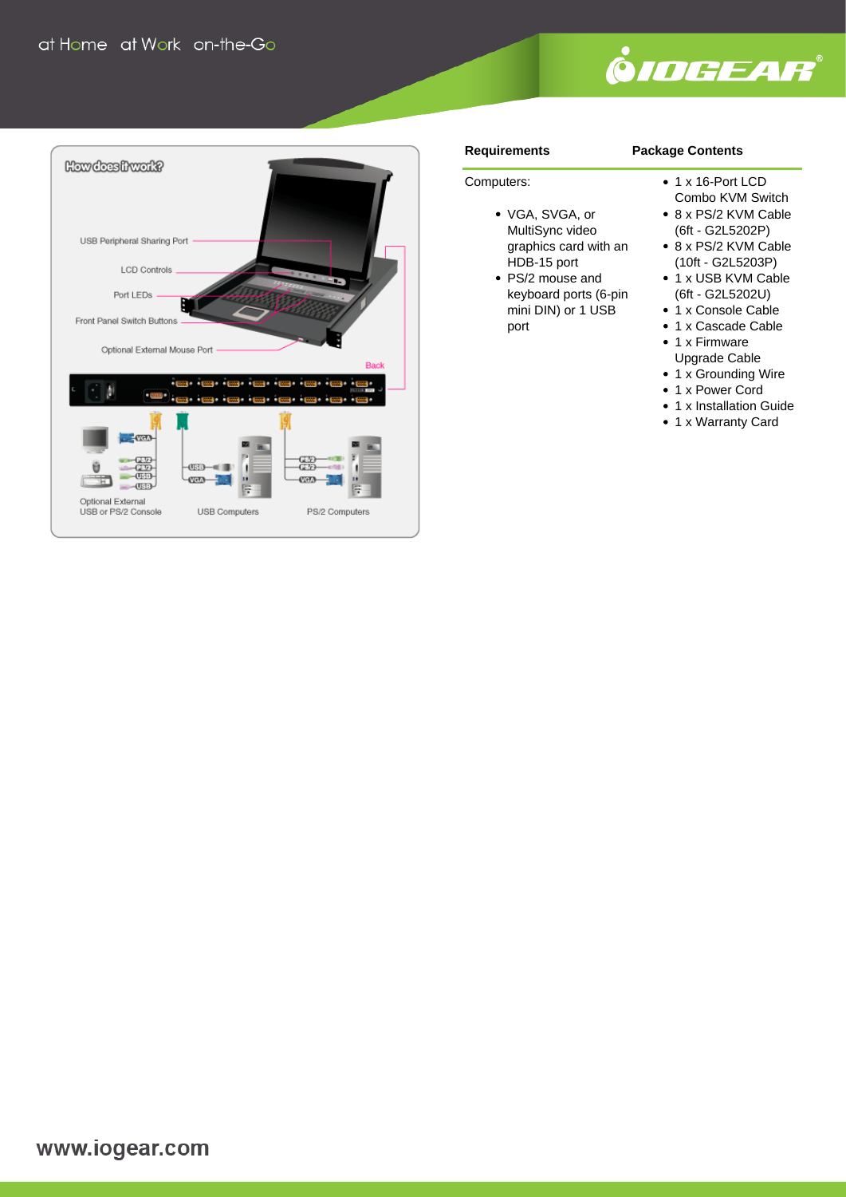## How does it work?

USB Peripheral Sharing Port

LCD Controls

Port LEDs

Front Panel Switch Buttons

Optional External Mouse Port

Back

Optional External USB or PS/2 Console

USB Computers

PS/2 Computers

## Requirements

Computers:

- VGA, SVGA, or MultiSync video graphics card with an HDB-15 port
- PS/2 mouse and keyboard ports (6-pin mini DIN) or 1 USB port

## Package Contents

- 1 x 16-Port LCD Combo KVM Switch
- 8 x PS/2 KVM Cable (6ft - G2L5202P)
- 8 x PS/2 KVM Cable (10ft - G2L5203P)
- 1 x USB KVM Cable (6ft - G2L5202U)
- 1 x Console Cable
- 1 x Cascade Cable
- 1 x Firmware Upgrade Cable
- 1 x Grounding Wire
- 1 x Power Cord
- 1 x Installation Guide
- 1 x Warranty Card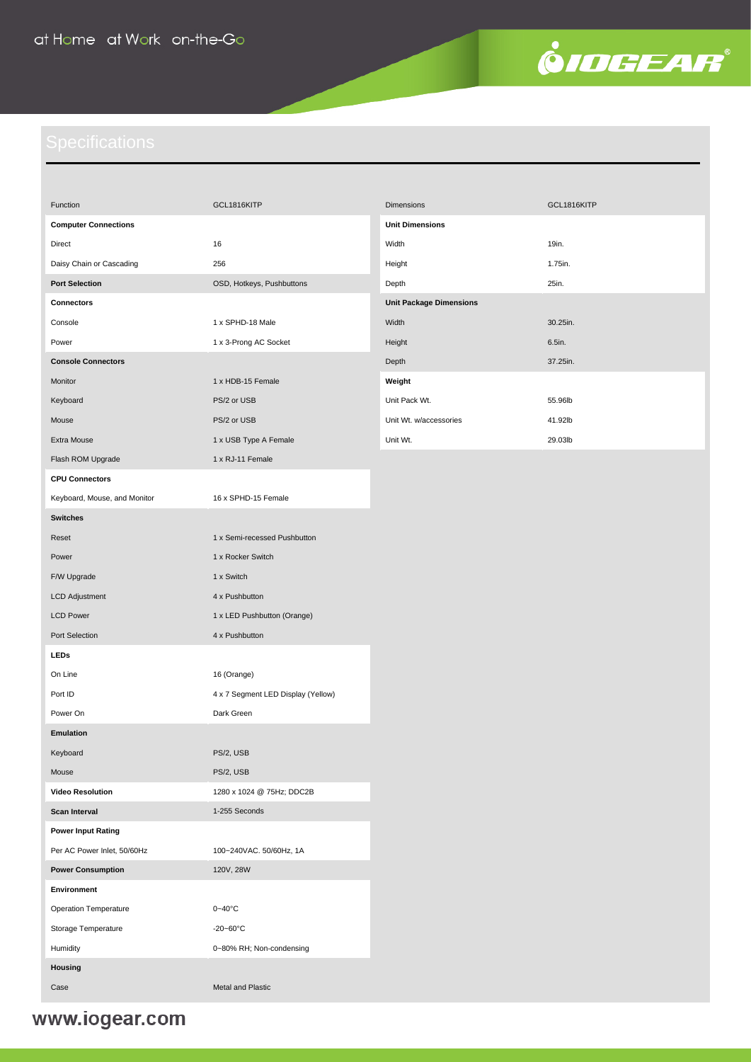## Specifications

| Function | GCL1816KITP |
|---|---|
| **Computer Connections** | |
| Direct | 16 |
| Daisy Chain or Cascading | 256 |
| **Port Selection** | OSD, Hotkeys, Pushbuttons |
| **Connectors** | |
| Console | 1 x SPHD-18 Male |
| Power | 1 x 3-Prong AC Socket |
| **Console Connectors** | |
| Monitor | 1 x HDB-15 Female |
| Keyboard | PS/2 or USB |
| Mouse | PS/2 or USB |
| Extra Mouse | 1 x USB Type A Female |
| Flash ROM Upgrade | 1 x RJ-11 Female |
| **CPU Connectors** | |
| Keyboard, Mouse, and Monitor | 16 x SPHD-15 Female |
| **Switches** | |
| Reset | 1 x Semi-recessed Pushbutton |
| Power | 1 x Rocker Switch |
| F/W Upgrade | 1 x Switch |
| LCD Adjustment | 4 x Pushbutton |
| LCD Power | 1 x LED Pushbutton (Orange) |
| Port Selection | 4 x Pushbutton |
| **LEDs** | |
| On Line | 16 (Orange) |
| Port ID | 4 x 7 Segment LED Display (Yellow) |
| Power On | Dark Green |
| **Emulation** | |
| Keyboard | PS/2, USB |
| Mouse | PS/2, USB |
| **Video Resolution** | 1280 x 1024 @ 75Hz; DDC2B |
| **Scan Interval** | 1-255 Seconds |
| **Power Input Rating** | |
| Per AC Power Inlet, 50/60Hz | 100~240VAC. 50/60Hz, 1A |
| **Power Consumption** | 120V, 28W |
| **Environment** | |
| Operation Temperature | 0~40°C |
| Storage Temperature | -20~60°C |
| Humidity | 0~80% RH; Non-condensing |
| **Housing** | |
| Case | Metal and Plastic |

| Dimensions | GCL1816KITP |
|---|---|
| **Unit Dimensions** | |
| Width | 19in. |
| Height | 1.75in. |
| Depth | 25in. |
| **Unit Package Dimensions** | |
| Width | 30.25in. |
| Height | 6.5in. |
| Depth | 37.25in. |
| **Weight** | |
| Unit Pack Wt. | 55.96lb |
| Unit Wt. w/accessories | 41.92lb |
| Unit Wt. | 29.03lb |

www.iogear.com